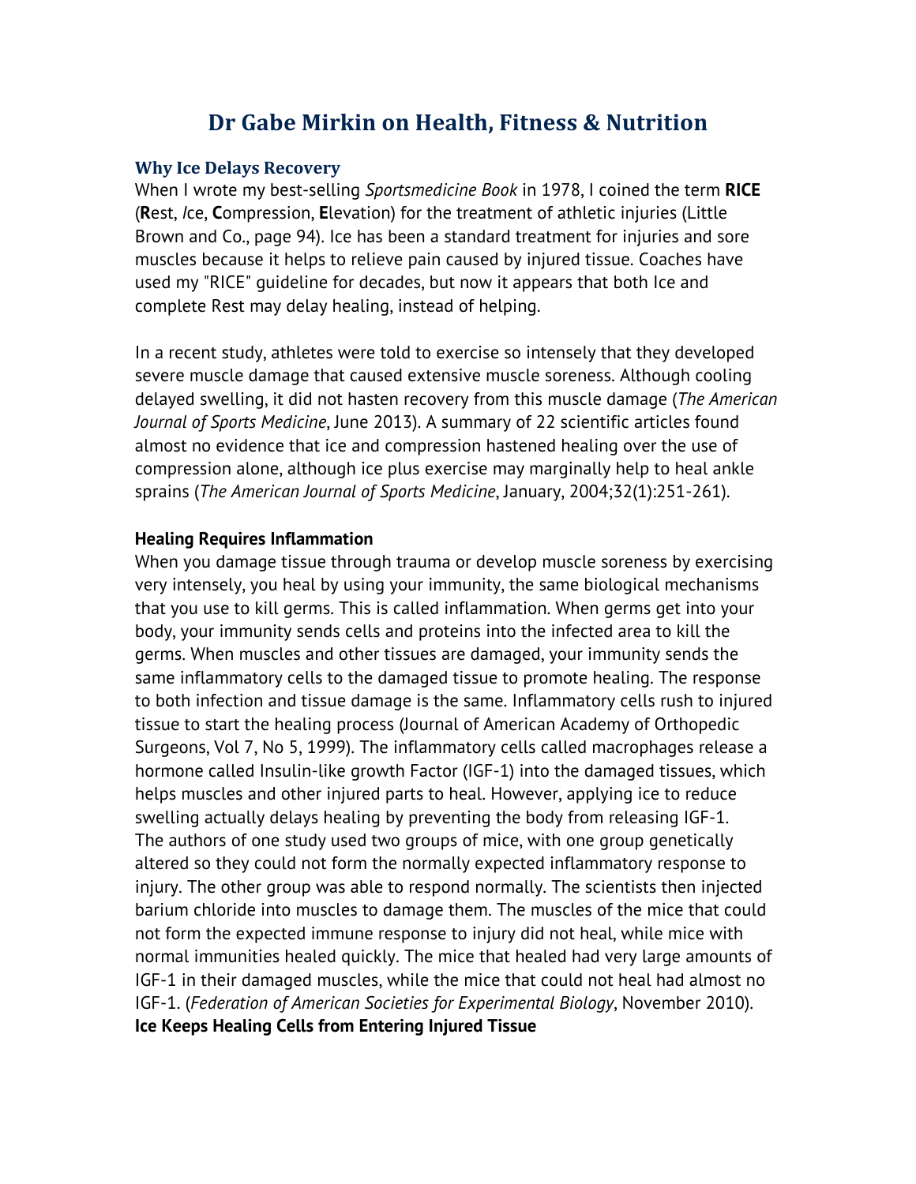# Dr Gabe Mirkin on Health, Fitness & Nutrition

### Why Ice Delays Recovery

When I wrote my best-selling *Sportsmedicine Book* in 1978, I coined the term **RICE** (**R**est, *I*ce, **C**ompression, **E**levation) for the treatment of athletic injuries (Little Brown and Co., page 94). Ice has been a standard treatment for injuries and sore muscles because it helps to relieve pain caused by injured tissue. Coaches have used my "RICE" guideline for decades, but now it appears that both Ice and complete Rest may delay healing, instead of helping.

In a recent study, athletes were told to exercise so intensely that they developed severe muscle damage that caused extensive muscle soreness. Although cooling delayed swelling, it did not hasten recovery from this muscle damage (*The American Journal of Sports Medicine*, June 2013). A summary of 22 scientific articles found almost no evidence that ice and compression hastened healing over the use of compression alone, although ice plus exercise may marginally help to heal ankle sprains (*The American Journal of Sports Medicine*, January, 2004;32(1):251-261).

**Healing Requires Inflammation**

When you damage tissue through trauma or develop muscle soreness by exercising very intensely, you heal by using your immunity, the same biological mechanisms that you use to kill germs. This is called inflammation. When germs get into your body, your immunity sends cells and proteins into the infected area to kill the germs. When muscles and other tissues are damaged, your immunity sends the same inflammatory cells to the damaged tissue to promote healing. The response to both infection and tissue damage is the same. Inflammatory cells rush to injured tissue to start the healing process (Journal of American Academy of Orthopedic Surgeons, Vol 7, No 5, 1999). The inflammatory cells called macrophages release a hormone called Insulin-like growth Factor (IGF-1) into the damaged tissues, which helps muscles and other injured parts to heal. However, applying ice to reduce swelling actually delays healing by preventing the body from releasing IGF-1. The authors of one study used two groups of mice, with one group genetically altered so they could not form the normally expected inflammatory response to injury. The other group was able to respond normally. The scientists then injected barium chloride into muscles to damage them. The muscles of the mice that could not form the expected immune response to injury did not heal, while mice with normal immunities healed quickly. The mice that healed had very large amounts of IGF-1 in their damaged muscles, while the mice that could not heal had almost no IGF-1. (*Federation of American Societies for Experimental Biology*, November 2010).

**Ice Keeps Healing Cells from Entering Injured Tissue**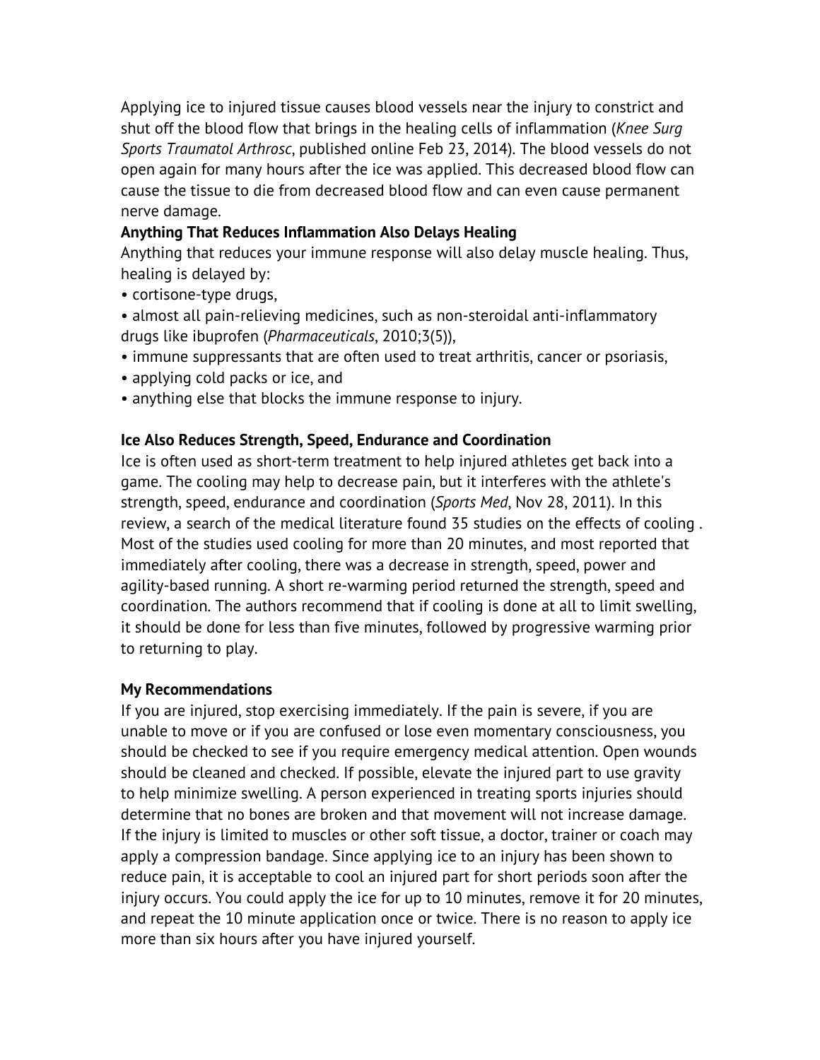Applying ice to injured tissue causes blood vessels near the injury to constrict and shut off the blood flow that brings in the healing cells of inflammation (*Knee Surg Sports Traumatol Arthrosc*, published online Feb 23, 2014). The blood vessels do not open again for many hours after the ice was applied. This decreased blood flow can cause the tissue to die from decreased blood flow and can even cause permanent nerve damage.

**Anything That Reduces Inflammation Also Delays Healing**

Anything that reduces your immune response will also delay muscle healing. Thus, healing is delayed by:

- cortisone-type drugs,
- almost all pain-relieving medicines, such as non-steroidal anti-inflammatory drugs like ibuprofen (*Pharmaceuticals*, 2010;3(5)),
- immune suppressants that are often used to treat arthritis, cancer or psoriasis,
- applying cold packs or ice, and
- anything else that blocks the immune response to injury.

**Ice Also Reduces Strength, Speed, Endurance and Coordination**

Ice is often used as short-term treatment to help injured athletes get back into a game. The cooling may help to decrease pain, but it interferes with the athlete's strength, speed, endurance and coordination (*Sports Med*, Nov 28, 2011). In this review, a search of the medical literature found 35 studies on the effects of cooling . Most of the studies used cooling for more than 20 minutes, and most reported that immediately after cooling, there was a decrease in strength, speed, power and agility-based running. A short re-warming period returned the strength, speed and coordination. The authors recommend that if cooling is done at all to limit swelling, it should be done for less than five minutes, followed by progressive warming prior to returning to play.

**My Recommendations**

If you are injured, stop exercising immediately. If the pain is severe, if you are unable to move or if you are confused or lose even momentary consciousness, you should be checked to see if you require emergency medical attention. Open wounds should be cleaned and checked. If possible, elevate the injured part to use gravity to help minimize swelling. A person experienced in treating sports injuries should determine that no bones are broken and that movement will not increase damage. If the injury is limited to muscles or other soft tissue, a doctor, trainer or coach may apply a compression bandage. Since applying ice to an injury has been shown to reduce pain, it is acceptable to cool an injured part for short periods soon after the injury occurs. You could apply the ice for up to 10 minutes, remove it for 20 minutes, and repeat the 10 minute application once or twice. There is no reason to apply ice more than six hours after you have injured yourself.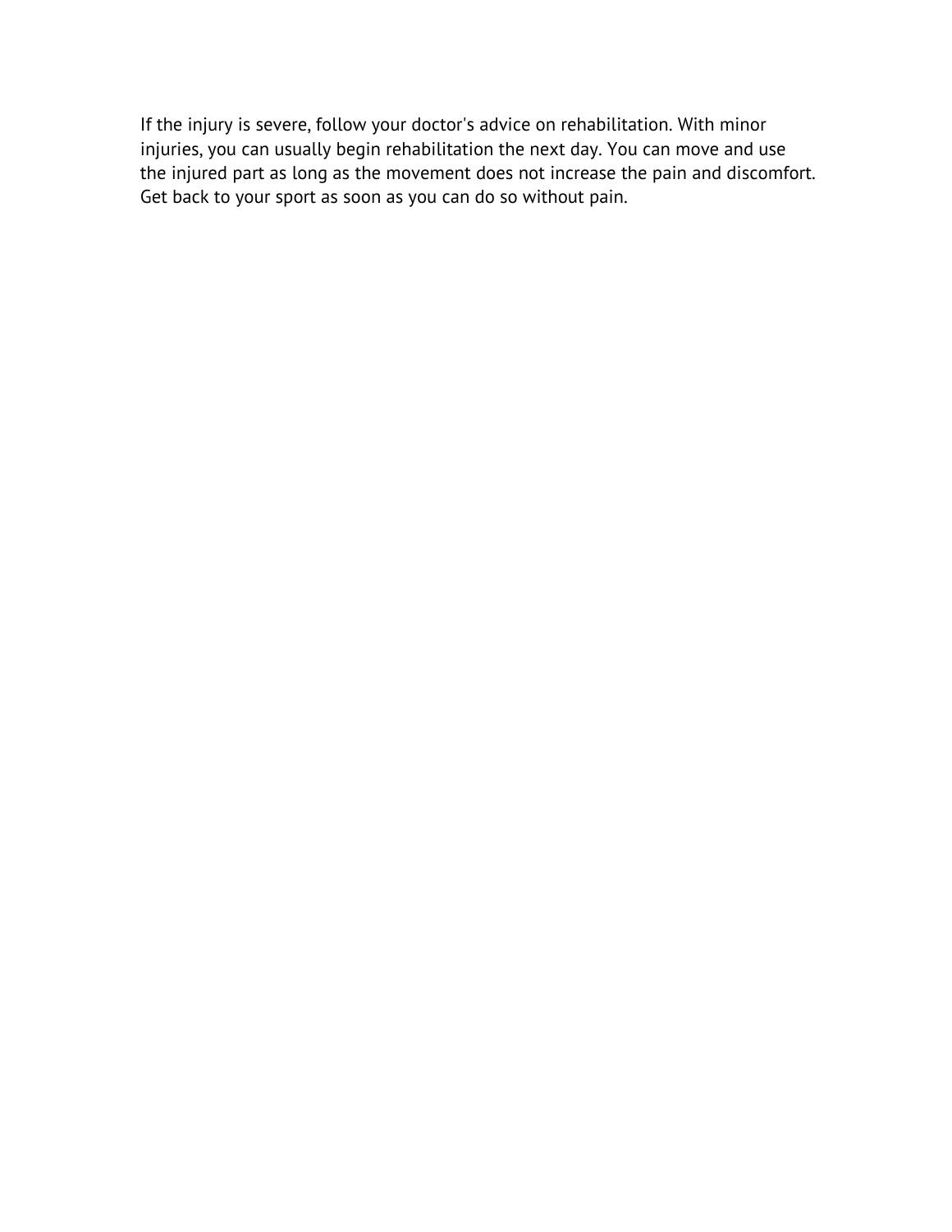If the injury is severe, follow your doctor's advice on rehabilitation. With minor injuries, you can usually begin rehabilitation the next day. You can move and use the injured part as long as the movement does not increase the pain and discomfort. Get back to your sport as soon as you can do so without pain.